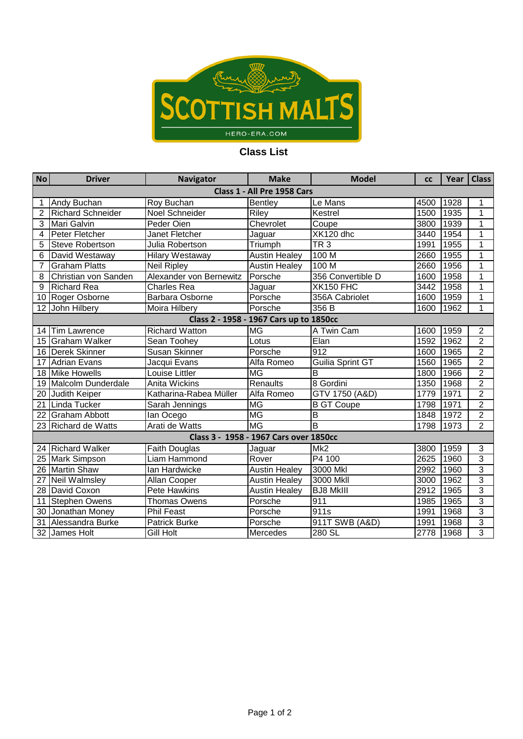SCOTTISH MALTS

HERO-ERA.COM

## Class List

| No | Driver | Navigator | Make | Model | cc | Year | Class |
|---|---|---|---|---|---|---|---|
| **Class 1 - All Pre 1958 Cars** | | | | | | | |
| 1 | Andy Buchan | Roy Buchan | Bentley | Le Mans | 4500 | 1928 | 1 |
| 2 | Richard Schneider | Noel Schneider | Riley | Kestrel | 1500 | 1935 | 1 |
| 3 | Mari Galvin | Peder Oien | Chevrolet | Coupe | 3800 | 1939 | 1 |
| 4 | Peter Fletcher | Janet Fletcher | Jaguar | XK120 dhc | 3440 | 1954 | 1 |
| 5 | Steve Robertson | Julia Robertson | Triumph | TR 3 | 1991 | 1955 | 1 |
| 6 | David Westaway | Hilary Westaway | Austin Healey | 100 M | 2660 | 1955 | 1 |
| 7 | Graham Platts | Neil Ripley | Austin Healey | 100 M | 2660 | 1956 | 1 |
| 8 | Christian von Sanden | Alexander von Bernewitz | Porsche | 356 Convertible D | 1600 | 1958 | 1 |
| 9 | Richard Rea | Charles Rea | Jaguar | XK150 FHC | 3442 | 1958 | 1 |
| 10 | Roger Osborne | Barbara Osborne | Porsche | 356A Cabriolet | 1600 | 1959 | 1 |
| 12 | John Hilbery | Moira Hilbery | Porsche | 356 B | 1600 | 1962 | 1 |
| **Class 2 - 1958 - 1967 Cars up to 1850cc** | | | | | | | |
| 14 | Tim Lawrence | Richard Watton | MG | A Twin Cam | 1600 | 1959 | 2 |
| 15 | Graham Walker | Sean Toohey | Lotus | Elan | 1592 | 1962 | 2 |
| 16 | Derek Skinner | Susan Skinner | Porsche | 912 | 1600 | 1965 | 2 |
| 17 | Adrian Evans | Jacqui Evans | Alfa Romeo | Guilia Sprint GT | 1560 | 1965 | 2 |
| 18 | Mike Howells | Louise Littler | MG | B | 1800 | 1966 | 2 |
| 19 | Malcolm Dunderdale | Anita Wickins | Renaults | 8 Gordini | 1350 | 1968 | 2 |
| 20 | Judith Keiper | Katharina-Rabea Müller | Alfa Romeo | GTV 1750 (A&D) | 1779 | 1971 | 2 |
| 21 | Linda Tucker | Sarah Jennings | MG | B GT Coupe | 1798 | 1971 | 2 |
| 22 | Graham Abbott | Ian Ocego | MG | B | 1848 | 1972 | 2 |
| 23 | Richard de Watts | Arati de Watts | MG | B | 1798 | 1973 | 2 |
| **Class 3 - 1958 - 1967 Cars over 1850cc** | | | | | | | |
| 24 | Richard Walker | Faith Douglas | Jaguar | Mk2 | 3800 | 1959 | 3 |
| 25 | Mark Simpson | Liam Hammond | Rover | P4 100 | 2625 | 1960 | 3 |
| 26 | Martin Shaw | Ian Hardwicke | Austin Healey | 3000 MkI | 2992 | 1960 | 3 |
| 27 | Neil Walmsley | Allan Cooper | Austin Healey | 3000 MkII | 3000 | 1962 | 3 |
| 28 | David Coxon | Pete Hawkins | Austin Healey | BJ8 MkIII | 2912 | 1965 | 3 |
| 11 | Stephen Owens | Thomas Owens | Porsche | 911 | 1985 | 1965 | 3 |
| 30 | Jonathan Money | Phil Feast | Porsche | 911s | 1991 | 1968 | 3 |
| 31 | Alessandra Burke | Patrick Burke | Porsche | 911T SWB (A&D) | 1991 | 1968 | 3 |
| 32 | James Holt | Gill Holt | Mercedes | 280 SL | 2778 | 1968 | 3 |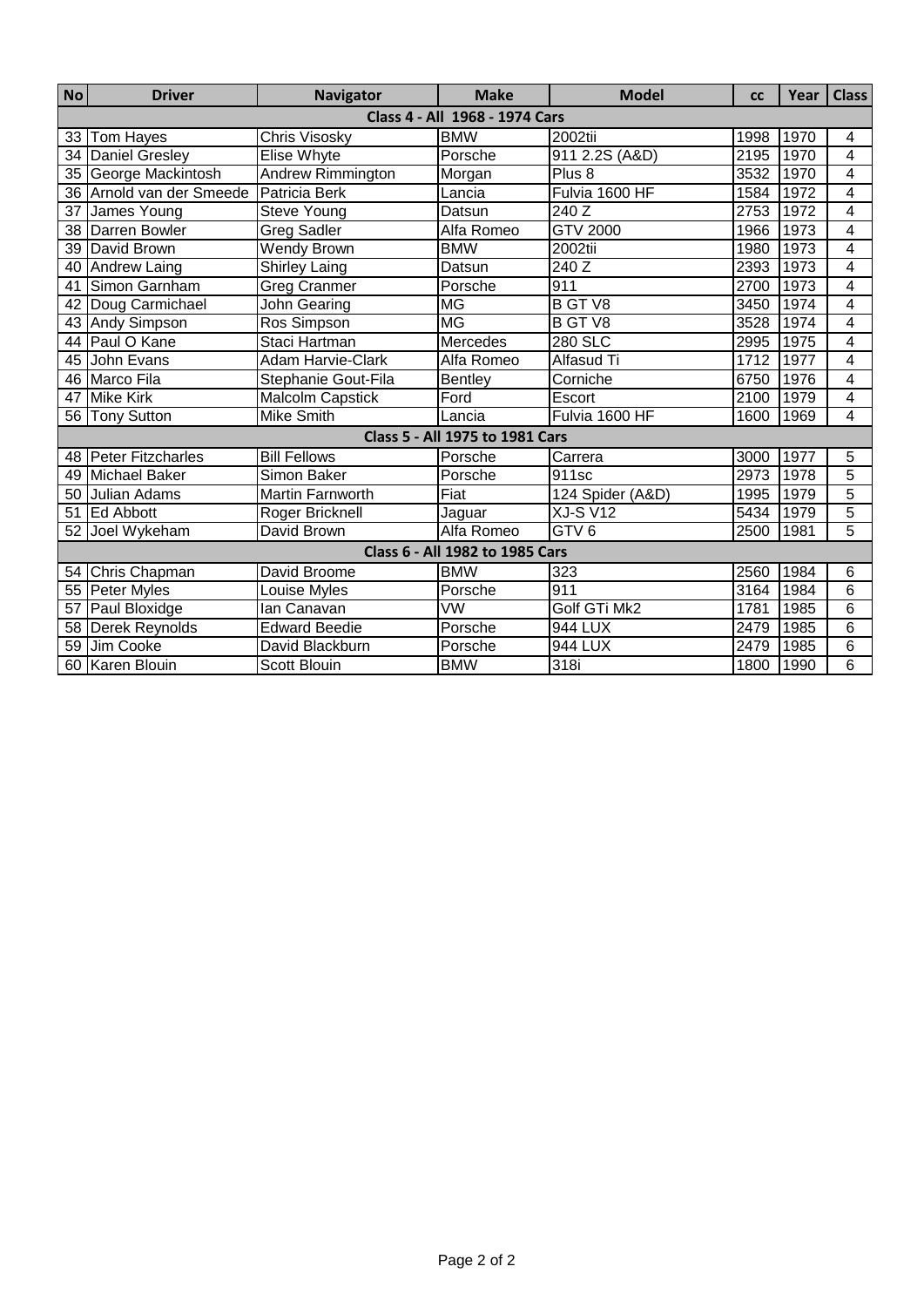| No | Driver | Navigator | Make | Model | cc | Year | Class |
|---|---|---|---|---|---|---|---|
| **Class 4 - All 1968 - 1974 Cars** | | | | | | | |
| 33 | Tom Hayes | Chris Visosky | BMW | 2002tii | 1998 | 1970 | 4 |
| 34 | Daniel Gresley | Elise Whyte | Porsche | 911 2.2S (A&D) | 2195 | 1970 | 4 |
| 35 | George Mackintosh | Andrew Rimmington | Morgan | Plus 8 | 3532 | 1970 | 4 |
| 36 | Arnold van der Smeede | Patricia Berk | Lancia | Fulvia 1600 HF | 1584 | 1972 | 4 |
| 37 | James Young | Steve Young | Datsun | 240 Z | 2753 | 1972 | 4 |
| 38 | Darren Bowler | Greg Sadler | Alfa Romeo | GTV 2000 | 1966 | 1973 | 4 |
| 39 | David Brown | Wendy Brown | BMW | 2002tii | 1980 | 1973 | 4 |
| 40 | Andrew Laing | Shirley Laing | Datsun | 240 Z | 2393 | 1973 | 4 |
| 41 | Simon Garnham | Greg Cranmer | Porsche | 911 | 2700 | 1973 | 4 |
| 42 | Doug Carmichael | John Gearing | MG | B GT V8 | 3450 | 1974 | 4 |
| 43 | Andy Simpson | Ros Simpson | MG | B GT V8 | 3528 | 1974 | 4 |
| 44 | Paul O Kane | Staci Hartman | Mercedes | 280 SLC | 2995 | 1975 | 4 |
| 45 | John Evans | Adam Harvie-Clark | Alfa Romeo | Alfasud Ti | 1712 | 1977 | 4 |
| 46 | Marco Fila | Stephanie Gout-Fila | Bentley | Corniche | 6750 | 1976 | 4 |
| 47 | Mike Kirk | Malcolm Capstick | Ford | Escort | 2100 | 1979 | 4 |
| 56 | Tony Sutton | Mike Smith | Lancia | Fulvia 1600 HF | 1600 | 1969 | 4 |
| **Class 5 - All 1975 to 1981 Cars** | | | | | | | |
| 48 | Peter Fitzcharles | Bill Fellows | Porsche | Carrera | 3000 | 1977 | 5 |
| 49 | Michael Baker | Simon Baker | Porsche | 911sc | 2973 | 1978 | 5 |
| 50 | Julian Adams | Martin Farnworth | Fiat | 124 Spider (A&D) | 1995 | 1979 | 5 |
| 51 | Ed Abbott | Roger Bricknell | Jaguar | XJ-S V12 | 5434 | 1979 | 5 |
| 52 | Joel Wykeham | David Brown | Alfa Romeo | GTV 6 | 2500 | 1981 | 5 |
| **Class 6 - All 1982 to 1985 Cars** | | | | | | | |
| 54 | Chris Chapman | David Broome | BMW | 323 | 2560 | 1984 | 6 |
| 55 | Peter Myles | Louise Myles | Porsche | 911 | 3164 | 1984 | 6 |
| 57 | Paul Bloxidge | Ian Canavan | VW | Golf GTi Mk2 | 1781 | 1985 | 6 |
| 58 | Derek Reynolds | Edward Beedie | Porsche | 944 LUX | 2479 | 1985 | 6 |
| 59 | Jim Cooke | David Blackburn | Porsche | 944 LUX | 2479 | 1985 | 6 |
| 60 | Karen Blouin | Scott Blouin | BMW | 318i | 1800 | 1990 | 6 |